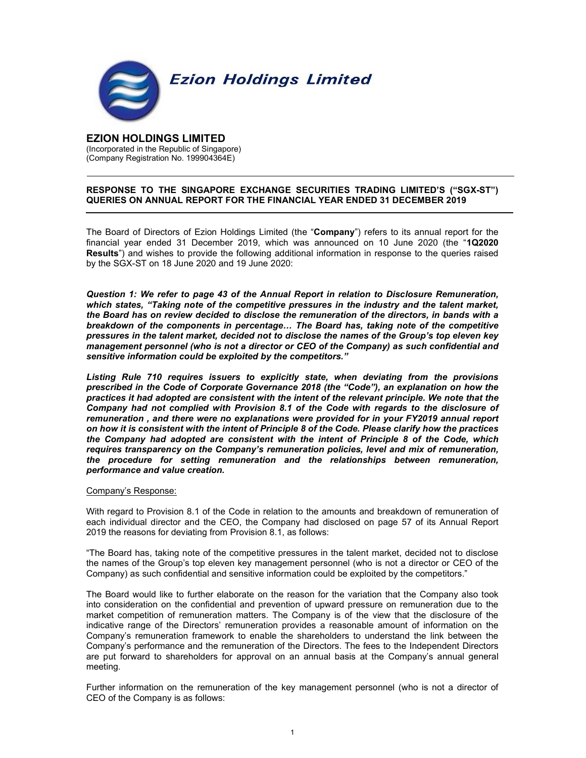# Ezion Holdings Limited

**EZION HOLDINGS LIMITED**
(Incorporated in the Republic of Singapore)
(Company Registration No. 199904364E)

---

**RESPONSE TO THE SINGAPORE EXCHANGE SECURITIES TRADING LIMITED'S ("SGX-ST") QUERIES ON ANNUAL REPORT FOR THE FINANCIAL YEAR ENDED 31 DECEMBER 2019**

---

The Board of Directors of Ezion Holdings Limited (the "**Company**") refers to its annual report for the financial year ended 31 December 2019, which was announced on 10 June 2020 (the "**1Q2020 Results**") and wishes to provide the following additional information in response to the queries raised by the SGX-ST on 18 June 2020 and 19 June 2020:

***Question 1: We refer to page 43 of the Annual Report in relation to Disclosure Remuneration, which states, "Taking note of the competitive pressures in the industry and the talent market, the Board has on review decided to disclose the remuneration of the directors, in bands with a breakdown of the components in percentage… The Board has, taking note of the competitive pressures in the talent market, decided not to disclose the names of the Group's top eleven key management personnel (who is not a director or CEO of the Company) as such confidential and sensitive information could be exploited by the competitors."***

***Listing Rule 710 requires issuers to explicitly state, when deviating from the provisions prescribed in the Code of Corporate Governance 2018 (the "Code"), an explanation on how the practices it had adopted are consistent with the intent of the relevant principle. We note that the Company had not complied with Provision 8.1 of the Code with regards to the disclosure of remuneration , and there were no explanations were provided for in your FY2019 annual report on how it is consistent with the intent of Principle 8 of the Code. Please clarify how the practices the Company had adopted are consistent with the intent of Principle 8 of the Code, which requires transparency on the Company's remuneration policies, level and mix of remuneration, the procedure for setting remuneration and the relationships between remuneration, performance and value creation.***

<u>Company's Response:</u>

With regard to Provision 8.1 of the Code in relation to the amounts and breakdown of remuneration of each individual director and the CEO, the Company had disclosed on page 57 of its Annual Report 2019 the reasons for deviating from Provision 8.1, as follows:

"The Board has, taking note of the competitive pressures in the talent market, decided not to disclose the names of the Group's top eleven key management personnel (who is not a director or CEO of the Company) as such confidential and sensitive information could be exploited by the competitors."

The Board would like to further elaborate on the reason for the variation that the Company also took into consideration on the confidential and prevention of upward pressure on remuneration due to the market competition of remuneration matters. The Company is of the view that the disclosure of the indicative range of the Directors' remuneration provides a reasonable amount of information on the Company's remuneration framework to enable the shareholders to understand the link between the Company's performance and the remuneration of the Directors. The fees to the Independent Directors are put forward to shareholders for approval on an annual basis at the Company's annual general meeting.

Further information on the remuneration of the key management personnel (who is not a director of CEO of the Company is as follows: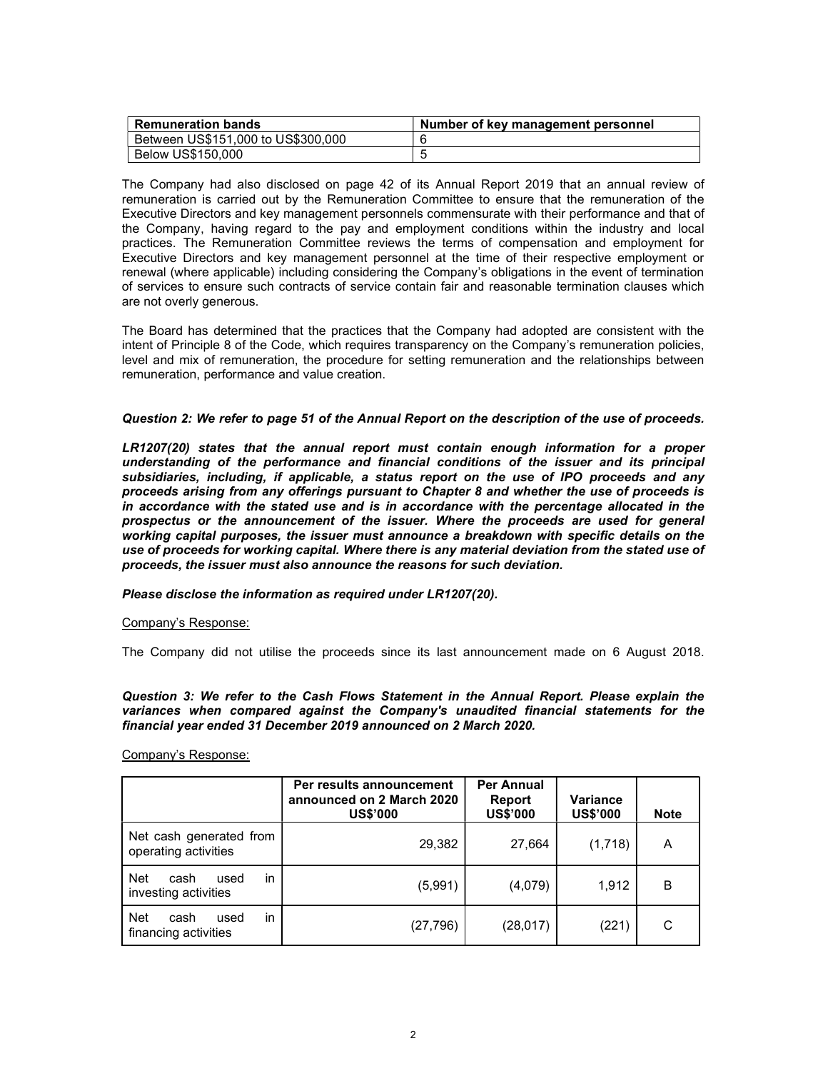| Remuneration bands | Number of key management personnel |
|---|---|
| Between US$151,000 to US$300,000 | 6 |
| Below US$150,000 | 5 |

The Company had also disclosed on page 42 of its Annual Report 2019 that an annual review of remuneration is carried out by the Remuneration Committee to ensure that the remuneration of the Executive Directors and key management personnels commensurate with their performance and that of the Company, having regard to the pay and employment conditions within the industry and local practices. The Remuneration Committee reviews the terms of compensation and employment for Executive Directors and key management personnel at the time of their respective employment or renewal (where applicable) including considering the Company's obligations in the event of termination of services to ensure such contracts of service contain fair and reasonable termination clauses which are not overly generous.

The Board has determined that the practices that the Company had adopted are consistent with the intent of Principle 8 of the Code, which requires transparency on the Company's remuneration policies, level and mix of remuneration, the procedure for setting remuneration and the relationships between remuneration, performance and value creation.

***Question 2: We refer to page 51 of the Annual Report on the description of the use of proceeds.***

***LR1207(20) states that the annual report must contain enough information for a proper understanding of the performance and financial conditions of the issuer and its principal subsidiaries, including, if applicable, a status report on the use of IPO proceeds and any proceeds arising from any offerings pursuant to Chapter 8 and whether the use of proceeds is in accordance with the stated use and is in accordance with the percentage allocated in the prospectus or the announcement of the issuer. Where the proceeds are used for general working capital purposes, the issuer must announce a breakdown with specific details on the use of proceeds for working capital. Where there is any material deviation from the stated use of proceeds, the issuer must also announce the reasons for such deviation.***

***Please disclose the information as required under LR1207(20).***

Company's Response:

The Company did not utilise the proceeds since its last announcement made on 6 August 2018.

***Question 3: We refer to the Cash Flows Statement in the Annual Report. Please explain the variances when compared against the Company's unaudited financial statements for the financial year ended 31 December 2019 announced on 2 March 2020.***

Company's Response:

| | Per results announcement announced on 2 March 2020 US$'000 | Per Annual Report US$'000 | Variance US$'000 | Note |
|---|---|---|---|---|
| Net cash generated from operating activities | 29,382 | 27,664 | (1,718) | A |
| Net cash used in investing activities | (5,991) | (4,079) | 1,912 | B |
| Net cash used in financing activities | (27,796) | (28,017) | (221) | C |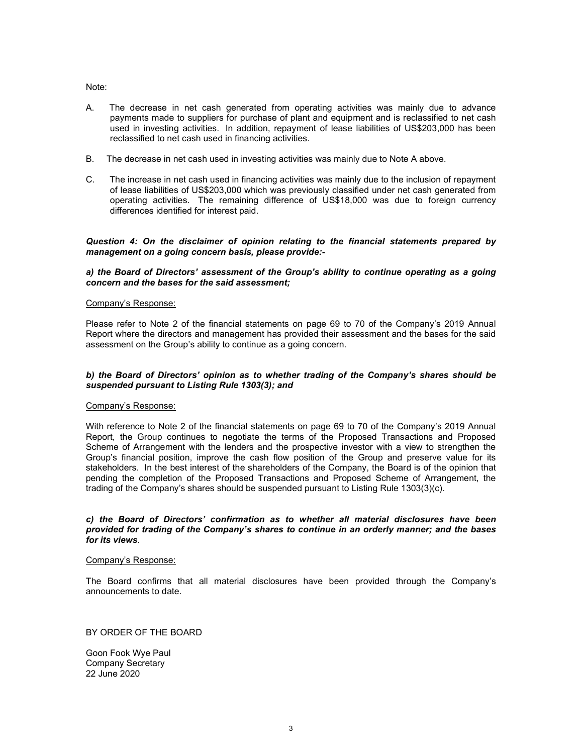Note:

A. The decrease in net cash generated from operating activities was mainly due to advance payments made to suppliers for purchase of plant and equipment and is reclassified to net cash used in investing activities. In addition, repayment of lease liabilities of US$203,000 has been reclassified to net cash used in financing activities.

B. The decrease in net cash used in investing activities was mainly due to Note A above.

C. The increase in net cash used in financing activities was mainly due to the inclusion of repayment of lease liabilities of US$203,000 which was previously classified under net cash generated from operating activities. The remaining difference of US$18,000 was due to foreign currency differences identified for interest paid.

***Question 4: On the disclaimer of opinion relating to the financial statements prepared by management on a going concern basis, please provide:-***

***a) the Board of Directors' assessment of the Group's ability to continue operating as a going concern and the bases for the said assessment;***

Company's Response:

Please refer to Note 2 of the financial statements on page 69 to 70 of the Company's 2019 Annual Report where the directors and management has provided their assessment and the bases for the said assessment on the Group's ability to continue as a going concern.

***b) the Board of Directors' opinion as to whether trading of the Company's shares should be suspended pursuant to Listing Rule 1303(3); and***

Company's Response:

With reference to Note 2 of the financial statements on page 69 to 70 of the Company's 2019 Annual Report, the Group continues to negotiate the terms of the Proposed Transactions and Proposed Scheme of Arrangement with the lenders and the prospective investor with a view to strengthen the Group's financial position, improve the cash flow position of the Group and preserve value for its stakeholders. In the best interest of the shareholders of the Company, the Board is of the opinion that pending the completion of the Proposed Transactions and Proposed Scheme of Arrangement, the trading of the Company's shares should be suspended pursuant to Listing Rule 1303(3)(c).

***c) the Board of Directors' confirmation as to whether all material disclosures have been provided for trading of the Company's shares to continue in an orderly manner; and the bases for its views*.**

Company's Response:

The Board confirms that all material disclosures have been provided through the Company's announcements to date.

BY ORDER OF THE BOARD

Goon Fook Wye Paul
Company Secretary
22 June 2020